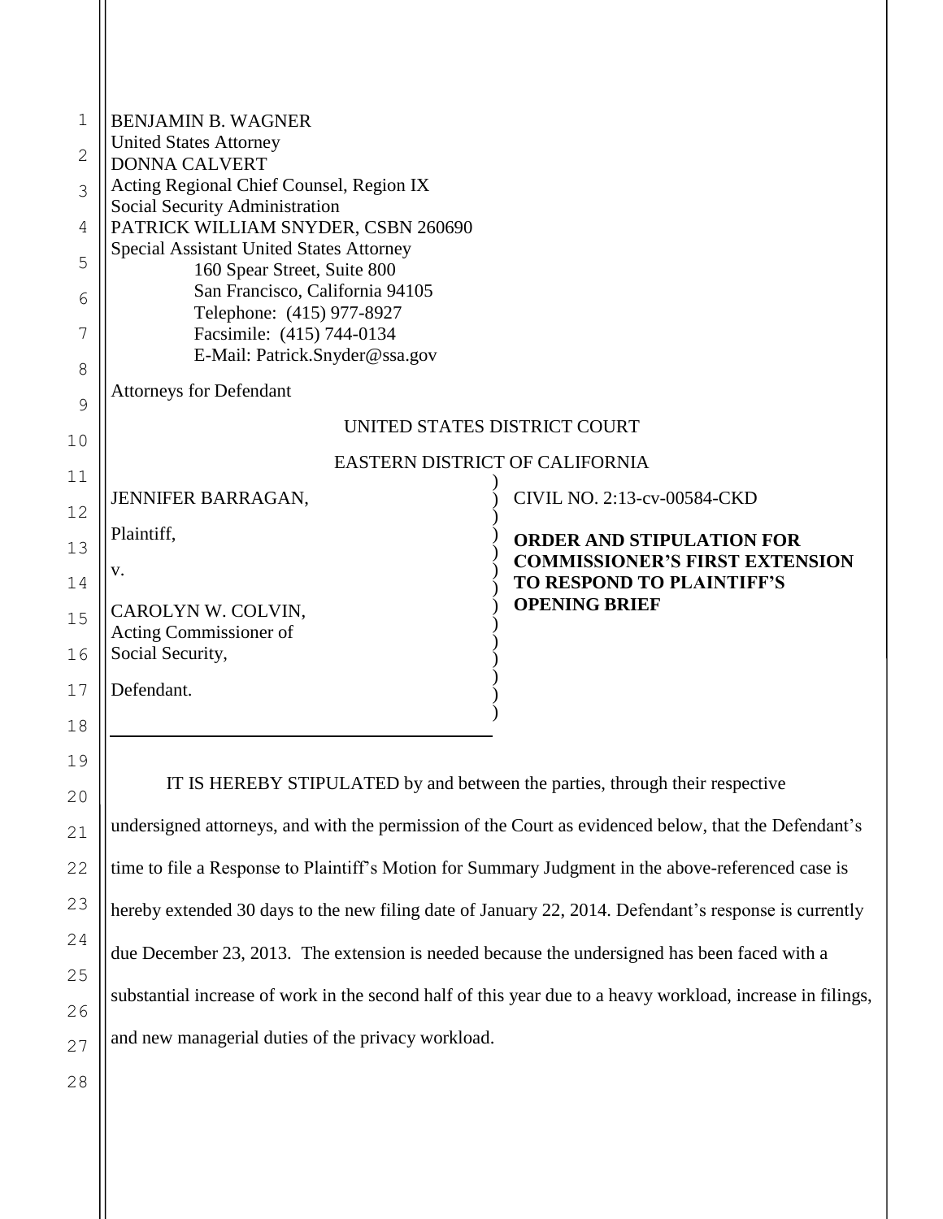BENJAMIN B. WAGNER
United States Attorney
DONNA CALVERT
Acting Regional Chief Counsel, Region IX
Social Security Administration
PATRICK WILLIAM SNYDER, CSBN 260690
Special Assistant United States Attorney
160 Spear Street, Suite 800
San Francisco, California 94105
Telephone: (415) 977-8927
Facsimile: (415) 744-0134
E-Mail: Patrick.Snyder@ssa.gov

Attorneys for Defendant

UNITED STATES DISTRICT COURT

EASTERN DISTRICT OF CALIFORNIA

JENNIFER BARRAGAN,

Plaintiff,

v.

CAROLYN W. COLVIN,
Acting Commissioner of
Social Security,

Defendant.

CIVIL NO. 2:13-cv-00584-CKD

**ORDER AND STIPULATION FOR COMMISSIONER'S FIRST EXTENSION TO RESPOND TO PLAINTIFF'S OPENING BRIEF**

IT IS HEREBY STIPULATED by and between the parties, through their respective undersigned attorneys, and with the permission of the Court as evidenced below, that the Defendant's time to file a Response to Plaintiff's Motion for Summary Judgment in the above-referenced case is hereby extended 30 days to the new filing date of January 22, 2014. Defendant's response is currently due December 23, 2013. The extension is needed because the undersigned has been faced with a substantial increase of work in the second half of this year due to a heavy workload, increase in filings, and new managerial duties of the privacy workload.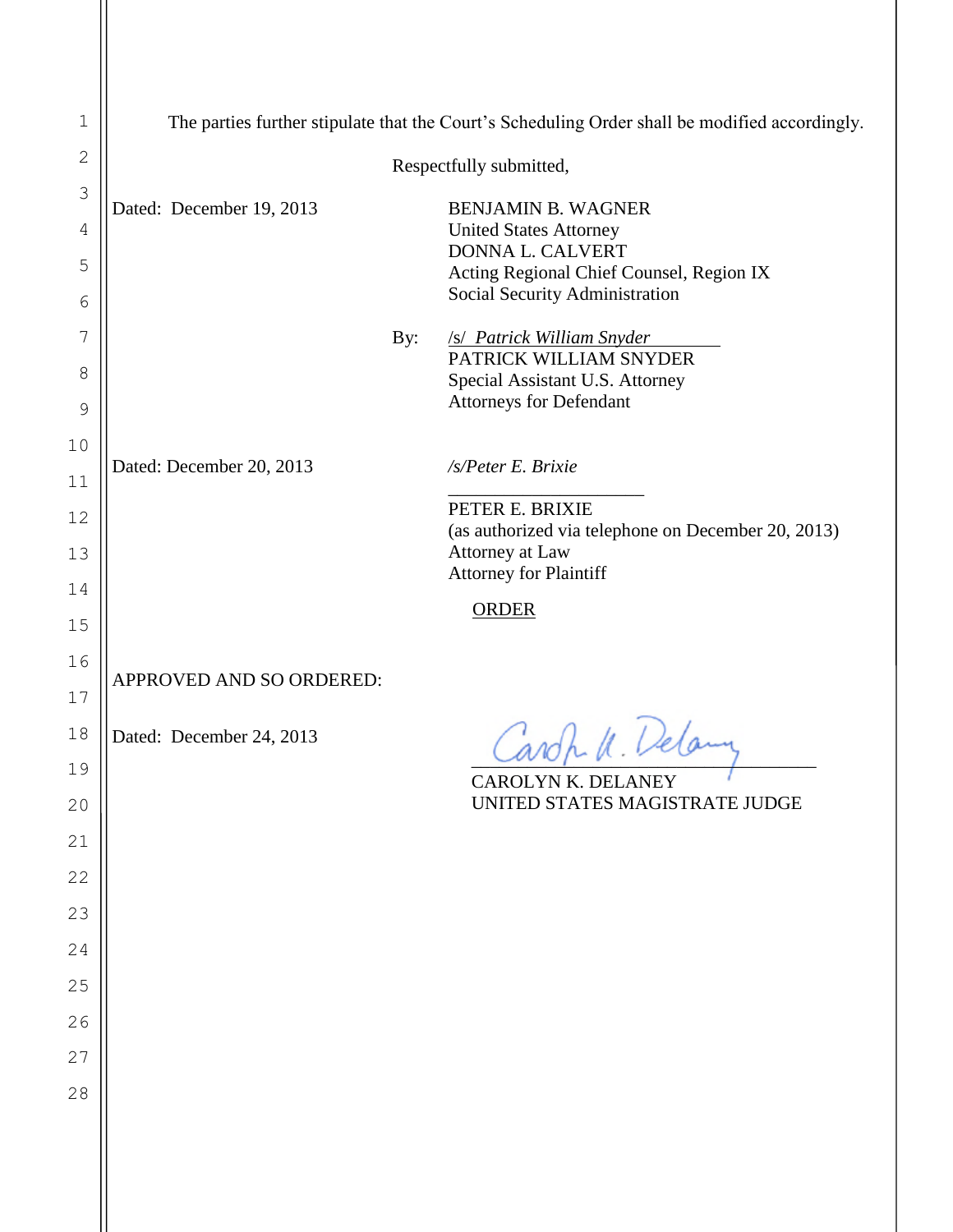The parties further stipulate that the Court's Scheduling Order shall be modified accordingly.

Respectfully submitted,

Dated: December 19, 2013

BENJAMIN B. WAGNER
United States Attorney
DONNA L. CALVERT
Acting Regional Chief Counsel, Region IX
Social Security Administration

By: /s/ *Patrick William Snyder*
PATRICK WILLIAM SNYDER
Special Assistant U.S. Attorney
Attorneys for Defendant

Dated: December 20, 2013

*/s/Peter E. Brixie*

PETER E. BRIXIE
(as authorized via telephone on December 20, 2013)
Attorney at Law
Attorney for Plaintiff

ORDER

APPROVED AND SO ORDERED:

Dated: December 24, 2013

CAROLYN K. DELANEY
UNITED STATES MAGISTRATE JUDGE